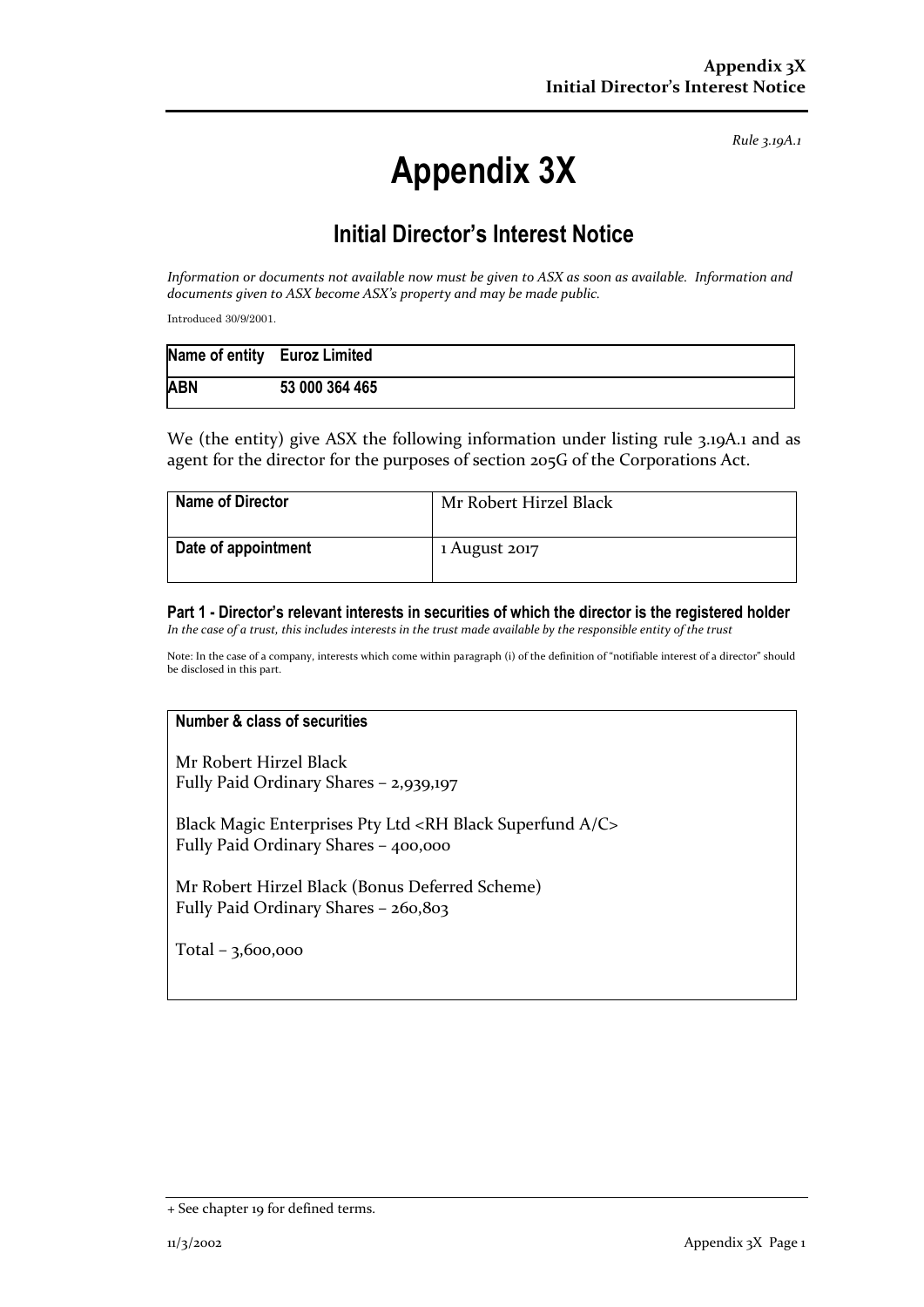*Rule 3.19A.1*

# Appendix 3X

## Initial Director's Interest Notice

*Information or documents not available now must be given to ASX as soon as available. Information and documents given to ASX become ASX's property and may be made public.*

Introduced 30/9/2001.

| Name of entity | Euroz Limited |
|---|---|
| ABN | 53 000 364 465 |

We (the entity) give ASX the following information under listing rule 3.19A.1 and as agent for the director for the purposes of section 205G of the Corporations Act.

| Name of Director | Mr Robert Hirzel Black |
|---|---|
| Date of appointment | 1 August 2017 |

### Part 1 - Director's relevant interests in securities of which the director is the registered holder

*In the case of a trust, this includes interests in the trust made available by the responsible entity of the trust*

Note: In the case of a company, interests which come within paragraph (i) of the definition of "notifiable interest of a director" should be disclosed in this part.

| Number & class of securities |
|---|
| Mr Robert Hirzel Black<br>Fully Paid Ordinary Shares – 2,939,197<br><br>Black Magic Enterprises Pty Ltd <RH Black Superfund A/C><br>Fully Paid Ordinary Shares – 400,000<br><br>Mr Robert Hirzel Black (Bonus Deferred Scheme)<br>Fully Paid Ordinary Shares – 260,803<br><br>Total – 3,600,000 |

+ See chapter 19 for defined terms.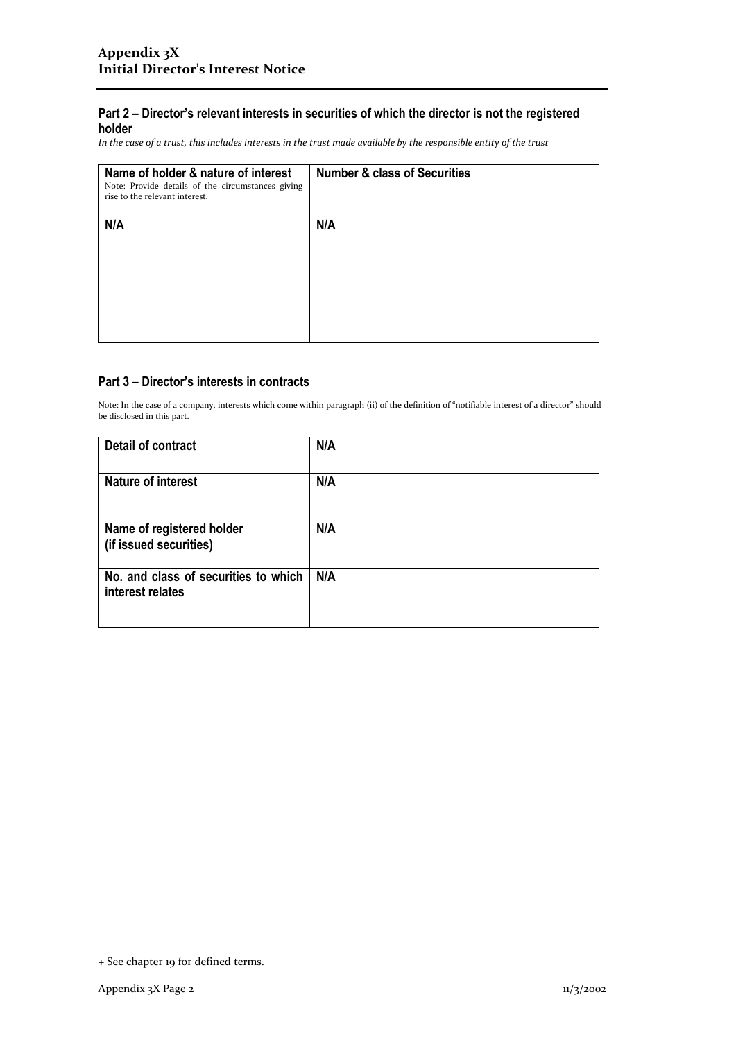# Appendix 3X
# Initial Director's Interest Notice

## Part 2 – Director's relevant interests in securities of which the director is not the registered holder

*In the case of a trust, this includes interests in the trust made available by the responsible entity of the trust*

| **Name of holder & nature of interest**<br>Note: Provide details of the circumstances giving rise to the relevant interest. | **Number & class of Securities** |
|---|---|
| **N/A** | **N/A** |

## Part 3 – Director's interests in contracts

Note: In the case of a company, interests which come within paragraph (ii) of the definition of "notifiable interest of a director" should be disclosed in this part.

| | |
|---|---|
| **Detail of contract** | **N/A** |
| **Nature of interest** | **N/A** |
| **Name of registered holder (if issued securities)** | **N/A** |
| **No. and class of securities to which interest relates** | **N/A** |

+ See chapter 19 for defined terms.